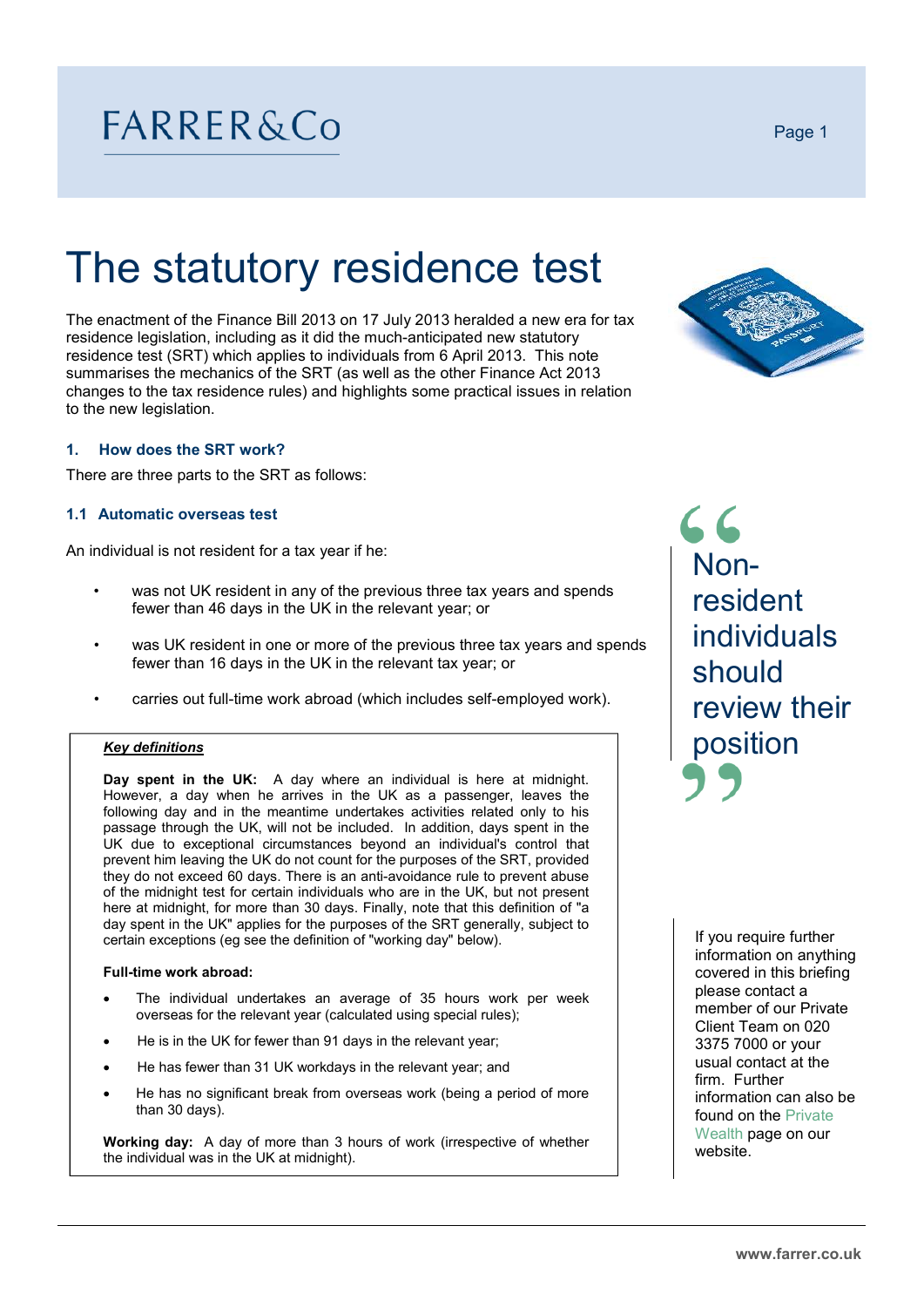# The statutory residence test

The enactment of the Finance Bill 2013 on 17 July 2013 heralded a new era for tax residence legislation, including as it did the much-anticipated new statutory residence test (SRT) which applies to individuals from 6 April 2013. This note summarises the mechanics of the SRT (as well as the other Finance Act 2013 changes to the tax residence rules) and highlights some practical issues in relation to the new legislation.

### 1. How does the SRT work?

There are three parts to the SRT as follows:

#### 1.1 Automatic overseas test

An individual is not resident for a tax year if he:

- was not UK resident in any of the previous three tax years and spends fewer than 46 days in the UK in the relevant year; or
- was UK resident in one or more of the previous three tax years and spends fewer than 16 days in the UK in the relevant tax year; or
- carries out full-time work abroad (which includes self-employed work).

> ***Key definitions***
>
> **Day spent in the UK:** A day where an individual is here at midnight. However, a day when he arrives in the UK as a passenger, leaves the following day and in the meantime undertakes activities related only to his passage through the UK, will not be included. In addition, days spent in the UK due to exceptional circumstances beyond an individual's control that prevent him leaving the UK do not count for the purposes of the SRT, provided they do not exceed 60 days. There is an anti-avoidance rule to prevent abuse of the midnight test for certain individuals who are in the UK, but not present here at midnight, for more than 30 days. Finally, note that this definition of "a day spent in the UK" applies for the purposes of the SRT generally, subject to certain exceptions (eg see the definition of "working day" below).
>
> **Full-time work abroad:**
>
> - The individual undertakes an average of 35 hours work per week overseas for the relevant year (calculated using special rules);
> - He is in the UK for fewer than 91 days in the relevant year;
> - He has fewer than 31 UK workdays in the relevant year; and
> - He has no significant break from overseas work (being a period of more than 30 days).
>
> **Working day:** A day of more than 3 hours of work (irrespective of whether the individual was in the UK at midnight).

"Non-resident individuals should review their position"

If you require further information on anything covered in this briefing please contact a member of our Private Client Team on 020 3375 7000 or your usual contact at the firm. Further information can also be found on the Private Wealth page on our website.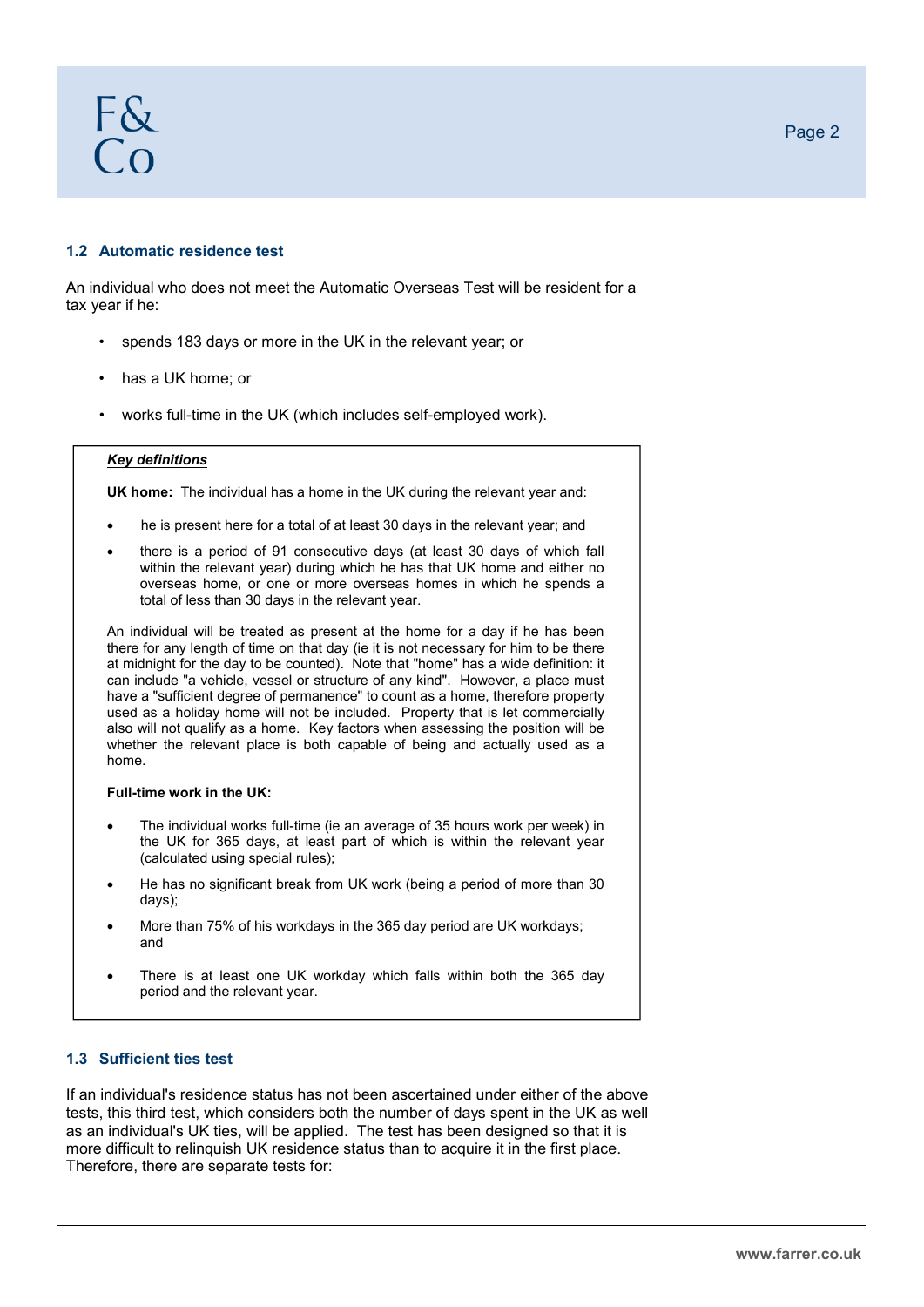### 1.2 Automatic residence test

An individual who does not meet the Automatic Overseas Test will be resident for a tax year if he:

- spends 183 days or more in the UK in the relevant year; or
- has a UK home; or
- works full-time in the UK (which includes self-employed work).

> ***Key definitions***
>
> **UK home:** The individual has a home in the UK during the relevant year and:
>
> - he is present here for a total of at least 30 days in the relevant year; and
> - there is a period of 91 consecutive days (at least 30 days of which fall within the relevant year) during which he has that UK home and either no overseas home, or one or more overseas homes in which he spends a total of less than 30 days in the relevant year.
>
> An individual will be treated as present at the home for a day if he has been there for any length of time on that day (ie it is not necessary for him to be there at midnight for the day to be counted). Note that "home" has a wide definition: it can include "a vehicle, vessel or structure of any kind". However, a place must have a "sufficient degree of permanence" to count as a home, therefore property used as a holiday home will not be included. Property that is let commercially also will not qualify as a home. Key factors when assessing the position will be whether the relevant place is both capable of being and actually used as a home.
>
> **Full-time work in the UK:**
>
> - The individual works full-time (ie an average of 35 hours work per week) in the UK for 365 days, at least part of which is within the relevant year (calculated using special rules);
> - He has no significant break from UK work (being a period of more than 30 days);
> - More than 75% of his workdays in the 365 day period are UK workdays; and
> - There is at least one UK workday which falls within both the 365 day period and the relevant year.

### 1.3 Sufficient ties test

If an individual's residence status has not been ascertained under either of the above tests, this third test, which considers both the number of days spent in the UK as well as an individual's UK ties, will be applied. The test has been designed so that it is more difficult to relinquish UK residence status than to acquire it in the first place. Therefore, there are separate tests for: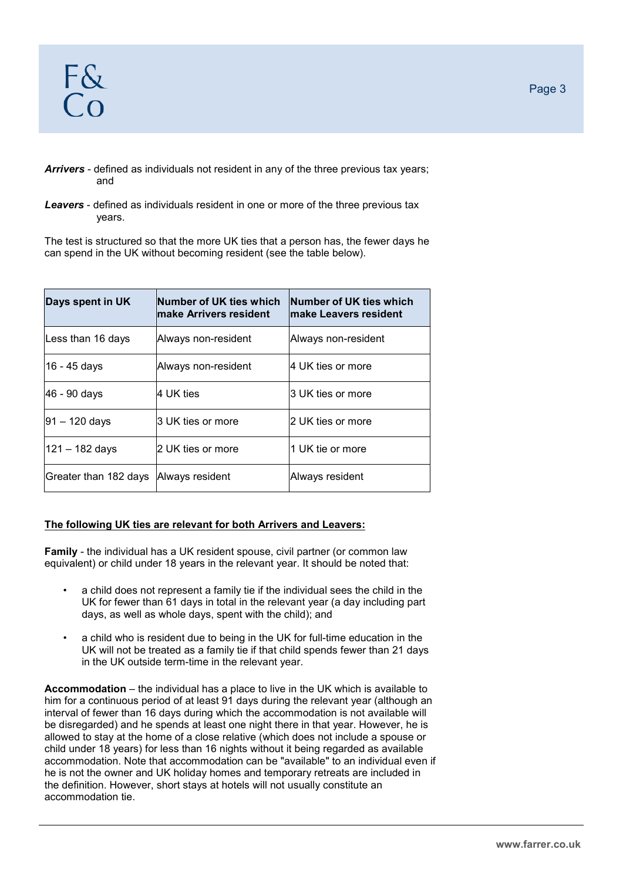***Arrivers*** - defined as individuals not resident in any of the three previous tax years; and

***Leavers*** - defined as individuals resident in one or more of the three previous tax years.

The test is structured so that the more UK ties that a person has, the fewer days he can spend in the UK without becoming resident (see the table below).

| Days spent in UK | Number of UK ties which make Arrivers resident | Number of UK ties which make Leavers resident |
|---|---|---|
| Less than 16 days | Always non-resident | Always non-resident |
| 16 - 45 days | Always non-resident | 4 UK ties or more |
| 46 - 90 days | 4 UK ties | 3 UK ties or more |
| 91 – 120 days | 3 UK ties or more | 2 UK ties or more |
| 121 – 182 days | 2 UK ties or more | 1 UK tie or more |
| Greater than 182 days | Always resident | Always resident |

**<u>The following UK ties are relevant for both Arrivers and Leavers:</u>**

**Family** - the individual has a UK resident spouse, civil partner (or common law equivalent) or child under 18 years in the relevant year. It should be noted that:

- a child does not represent a family tie if the individual sees the child in the UK for fewer than 61 days in total in the relevant year (a day including part days, as well as whole days, spent with the child); and
- a child who is resident due to being in the UK for full-time education in the UK will not be treated as a family tie if that child spends fewer than 21 days in the UK outside term-time in the relevant year.

**Accommodation** – the individual has a place to live in the UK which is available to him for a continuous period of at least 91 days during the relevant year (although an interval of fewer than 16 days during which the accommodation is not available will be disregarded) and he spends at least one night there in that year. However, he is allowed to stay at the home of a close relative (which does not include a spouse or child under 18 years) for less than 16 nights without it being regarded as available accommodation. Note that accommodation can be "available" to an individual even if he is not the owner and UK holiday homes and temporary retreats are included in the definition. However, short stays at hotels will not usually constitute an accommodation tie.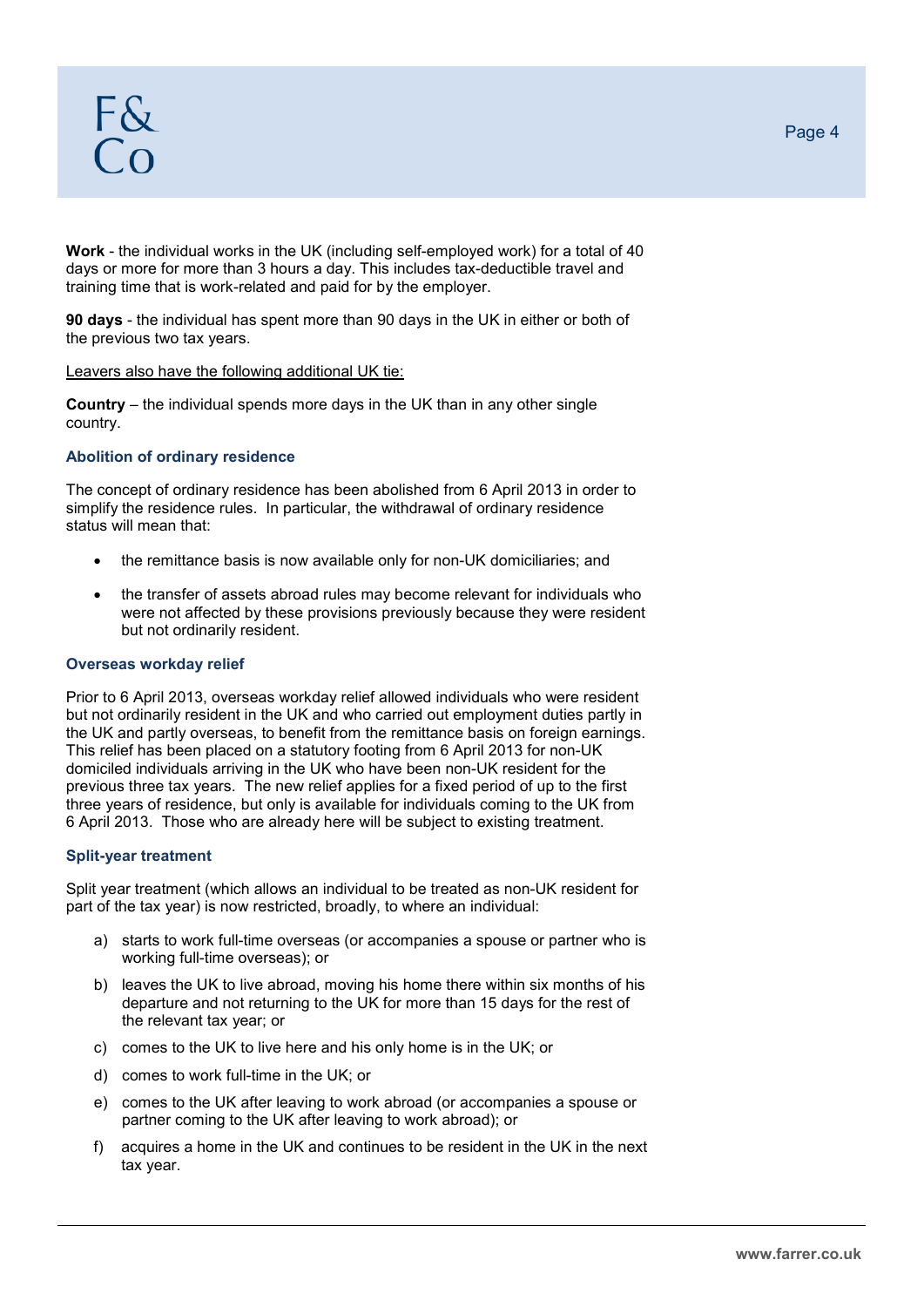**Work** - the individual works in the UK (including self-employed work) for a total of 40 days or more for more than 3 hours a day. This includes tax-deductible travel and training time that is work-related and paid for by the employer.

**90 days** - the individual has spent more than 90 days in the UK in either or both of the previous two tax years.

<u>Leavers also have the following additional UK tie:</u>

**Country** – the individual spends more days in the UK than in any other single country.

### Abolition of ordinary residence

The concept of ordinary residence has been abolished from 6 April 2013 in order to simplify the residence rules. In particular, the withdrawal of ordinary residence status will mean that:

- the remittance basis is now available only for non-UK domiciliaries; and
- the transfer of assets abroad rules may become relevant for individuals who were not affected by these provisions previously because they were resident but not ordinarily resident.

### Overseas workday relief

Prior to 6 April 2013, overseas workday relief allowed individuals who were resident but not ordinarily resident in the UK and who carried out employment duties partly in the UK and partly overseas, to benefit from the remittance basis on foreign earnings. This relief has been placed on a statutory footing from 6 April 2013 for non-UK domiciled individuals arriving in the UK who have been non-UK resident for the previous three tax years. The new relief applies for a fixed period of up to the first three years of residence, but only is available for individuals coming to the UK from 6 April 2013. Those who are already here will be subject to existing treatment.

### Split-year treatment

Split year treatment (which allows an individual to be treated as non-UK resident for part of the tax year) is now restricted, broadly, to where an individual:

a) starts to work full-time overseas (or accompanies a spouse or partner who is working full-time overseas); or

b) leaves the UK to live abroad, moving his home there within six months of his departure and not returning to the UK for more than 15 days for the rest of the relevant tax year; or

c) comes to the UK to live here and his only home is in the UK; or

d) comes to work full-time in the UK; or

e) comes to the UK after leaving to work abroad (or accompanies a spouse or partner coming to the UK after leaving to work abroad); or

f) acquires a home in the UK and continues to be resident in the UK in the next tax year.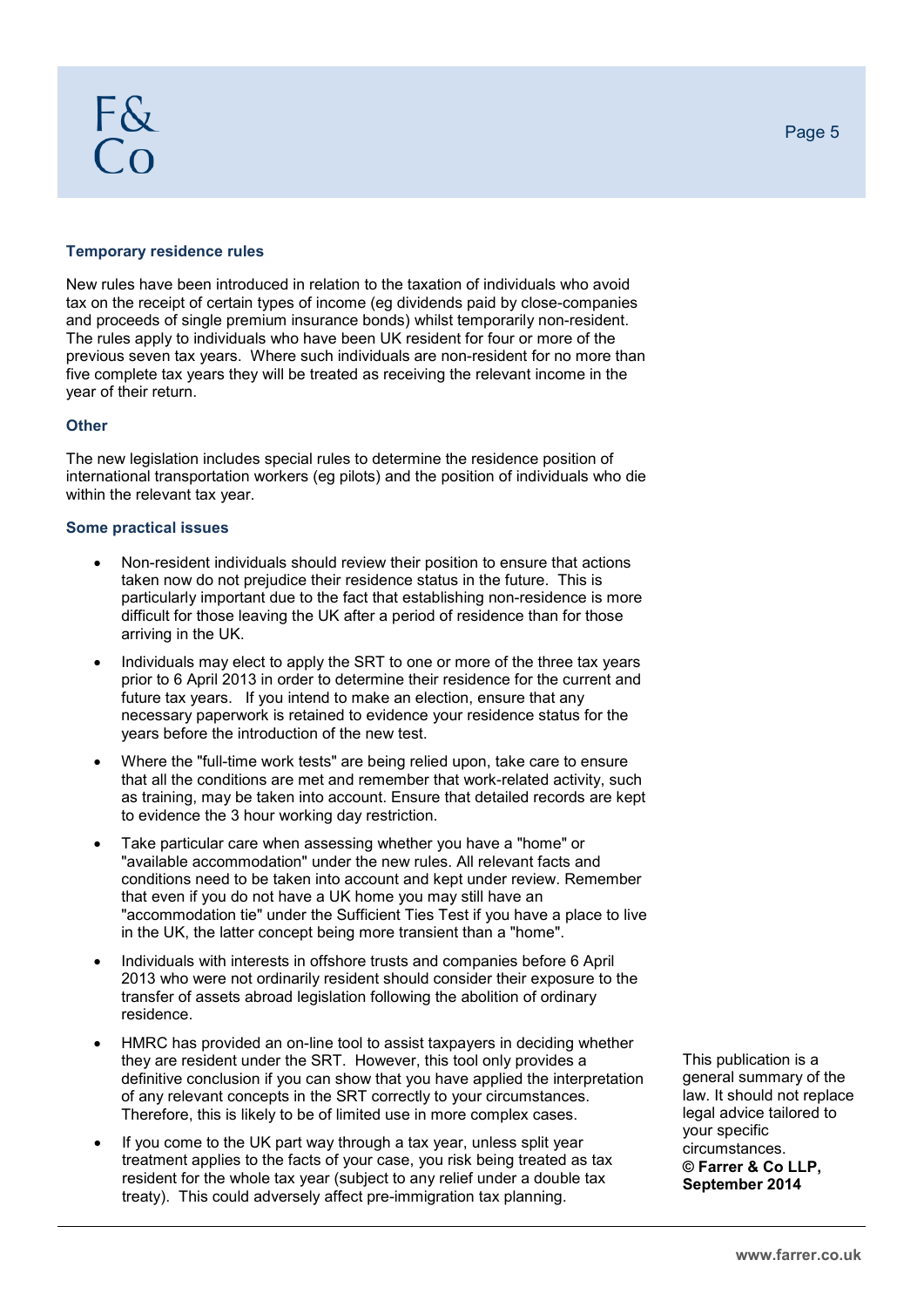### Temporary residence rules

New rules have been introduced in relation to the taxation of individuals who avoid tax on the receipt of certain types of income (eg dividends paid by close-companies and proceeds of single premium insurance bonds) whilst temporarily non-resident. The rules apply to individuals who have been UK resident for four or more of the previous seven tax years. Where such individuals are non-resident for no more than five complete tax years they will be treated as receiving the relevant income in the year of their return.

### Other

The new legislation includes special rules to determine the residence position of international transportation workers (eg pilots) and the position of individuals who die within the relevant tax year.

### Some practical issues

- Non-resident individuals should review their position to ensure that actions taken now do not prejudice their residence status in the future. This is particularly important due to the fact that establishing non-residence is more difficult for those leaving the UK after a period of residence than for those arriving in the UK.
- Individuals may elect to apply the SRT to one or more of the three tax years prior to 6 April 2013 in order to determine their residence for the current and future tax years. If you intend to make an election, ensure that any necessary paperwork is retained to evidence your residence status for the years before the introduction of the new test.
- Where the "full-time work tests" are being relied upon, take care to ensure that all the conditions are met and remember that work-related activity, such as training, may be taken into account. Ensure that detailed records are kept to evidence the 3 hour working day restriction.
- Take particular care when assessing whether you have a "home" or "available accommodation" under the new rules. All relevant facts and conditions need to be taken into account and kept under review. Remember that even if you do not have a UK home you may still have an "accommodation tie" under the Sufficient Ties Test if you have a place to live in the UK, the latter concept being more transient than a "home".
- Individuals with interests in offshore trusts and companies before 6 April 2013 who were not ordinarily resident should consider their exposure to the transfer of assets abroad legislation following the abolition of ordinary residence.
- HMRC has provided an on-line tool to assist taxpayers in deciding whether they are resident under the SRT. However, this tool only provides a definitive conclusion if you can show that you have applied the interpretation of any relevant concepts in the SRT correctly to your circumstances. Therefore, this is likely to be of limited use in more complex cases.
- If you come to the UK part way through a tax year, unless split year treatment applies to the facts of your case, you risk being treated as tax resident for the whole tax year (subject to any relief under a double tax treaty). This could adversely affect pre-immigration tax planning.

This publication is a general summary of the law. It should not replace legal advice tailored to your specific circumstances.
**© Farrer & Co LLP, September 2014**